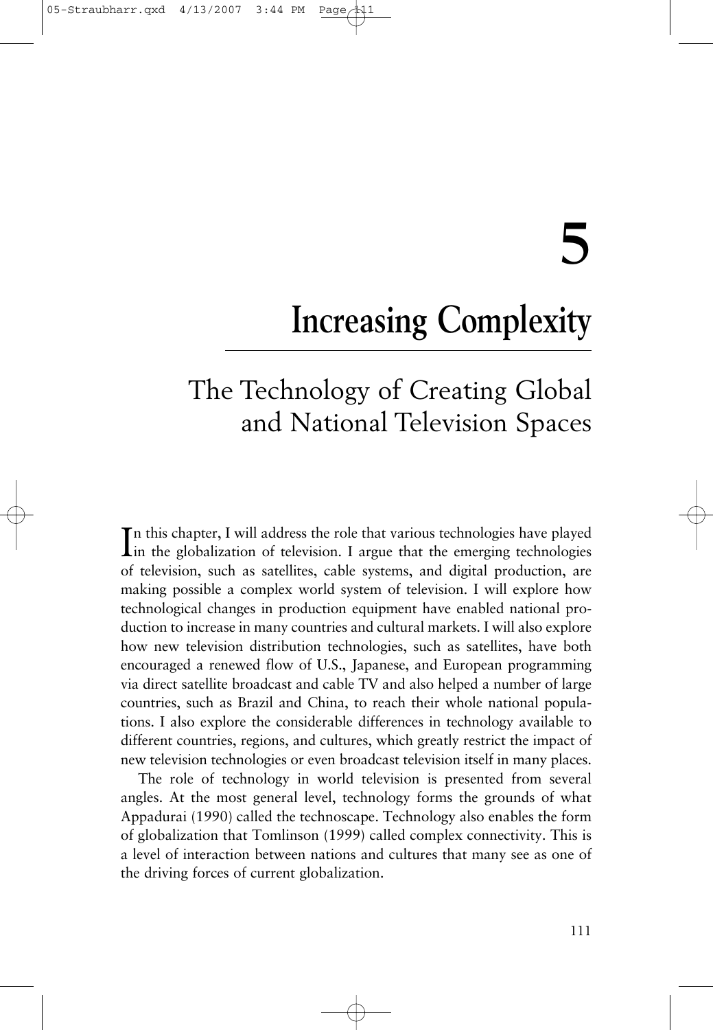# 5

# Increasing Complexity

## The Technology of Creating Global and National Television Spaces

In this chapter, I will address the role that various technologies have played in the globalization of television. I argue that the emerging technologies of television, such as satellites, cable systems, and digital production, are making possible a complex world system of television. I will explore how technological changes in production equipment have enabled national production to increase in many countries and cultural markets. I will also explore how new television distribution technologies, such as satellites, have both encouraged a renewed flow of U.S., Japanese, and European programming via direct satellite broadcast and cable TV and also helped a number of large countries, such as Brazil and China, to reach their whole national populations. I also explore the considerable differences in technology available to different countries, regions, and cultures, which greatly restrict the impact of new television technologies or even broadcast television itself in many places.

The role of technology in world television is presented from several angles. At the most general level, technology forms the grounds of what Appadurai (1990) called the technoscape. Technology also enables the form of globalization that Tomlinson (1999) called complex connectivity. This is a level of interaction between nations and cultures that many see as one of the driving forces of current globalization.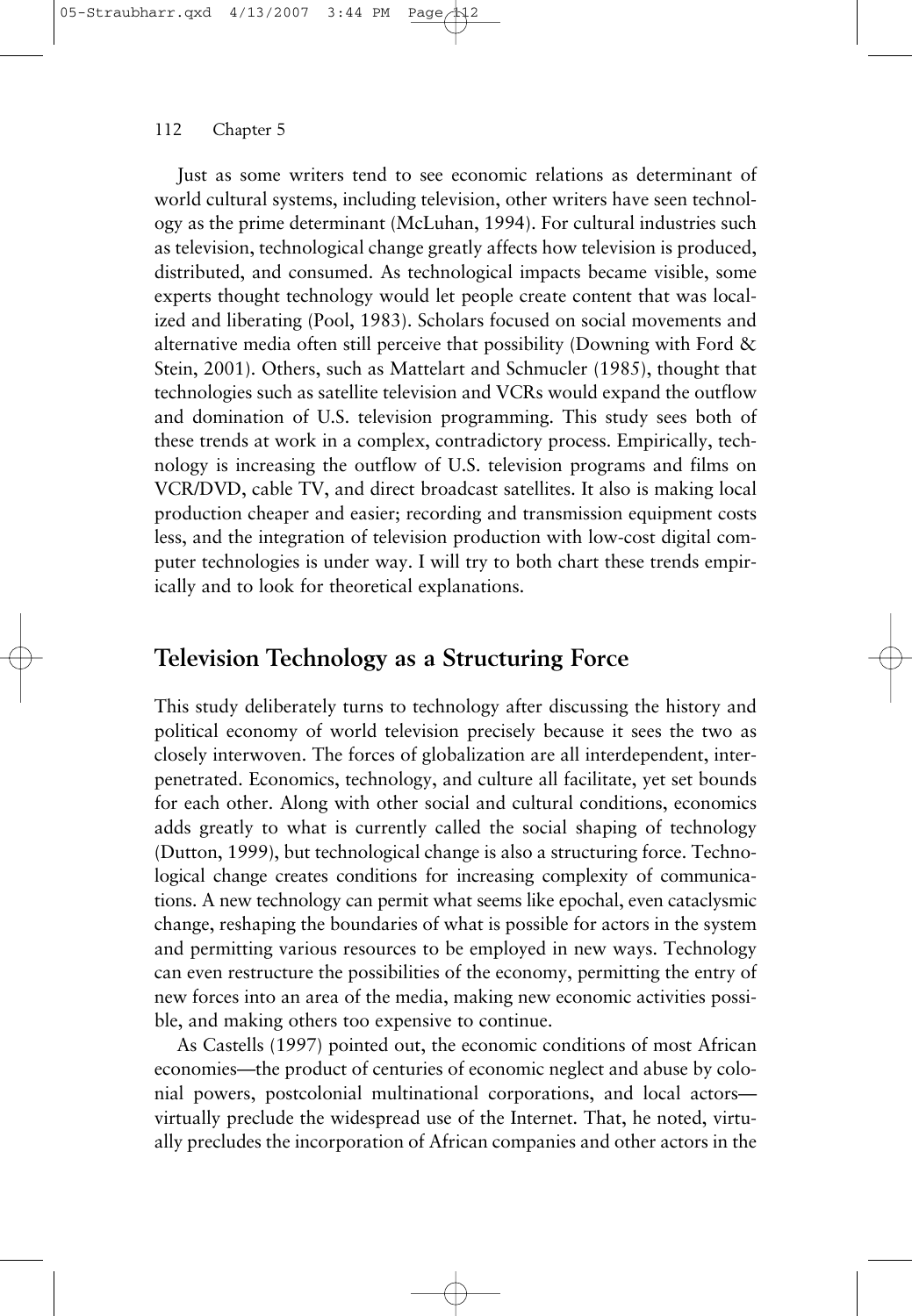Just as some writers tend to see economic relations as determinant of world cultural systems, including television, other writers have seen technology as the prime determinant (McLuhan, 1994). For cultural industries such as television, technological change greatly affects how television is produced, distributed, and consumed. As technological impacts became visible, some experts thought technology would let people create content that was localized and liberating (Pool, 1983). Scholars focused on social movements and alternative media often still perceive that possibility (Downing with Ford & Stein, 2001). Others, such as Mattelart and Schmucler (1985), thought that technologies such as satellite television and VCRs would expand the outflow and domination of U.S. television programming. This study sees both of these trends at work in a complex, contradictory process. Empirically, technology is increasing the outflow of U.S. television programs and films on VCR/DVD, cable TV, and direct broadcast satellites. It also is making local production cheaper and easier; recording and transmission equipment costs less, and the integration of television production with low-cost digital computer technologies is under way. I will try to both chart these trends empirically and to look for theoretical explanations.

## Television Technology as a Structuring Force

This study deliberately turns to technology after discussing the history and political economy of world television precisely because it sees the two as closely interwoven. The forces of globalization are all interdependent, interpenetrated. Economics, technology, and culture all facilitate, yet set bounds for each other. Along with other social and cultural conditions, economics adds greatly to what is currently called the social shaping of technology (Dutton, 1999), but technological change is also a structuring force. Technological change creates conditions for increasing complexity of communications. A new technology can permit what seems like epochal, even cataclysmic change, reshaping the boundaries of what is possible for actors in the system and permitting various resources to be employed in new ways. Technology can even restructure the possibilities of the economy, permitting the entry of new forces into an area of the media, making new economic activities possible, and making others too expensive to continue.

As Castells (1997) pointed out, the economic conditions of most African economies—the product of centuries of economic neglect and abuse by colonial powers, postcolonial multinational corporations, and local actors—virtually preclude the widespread use of the Internet. That, he noted, virtually precludes the incorporation of African companies and other actors in the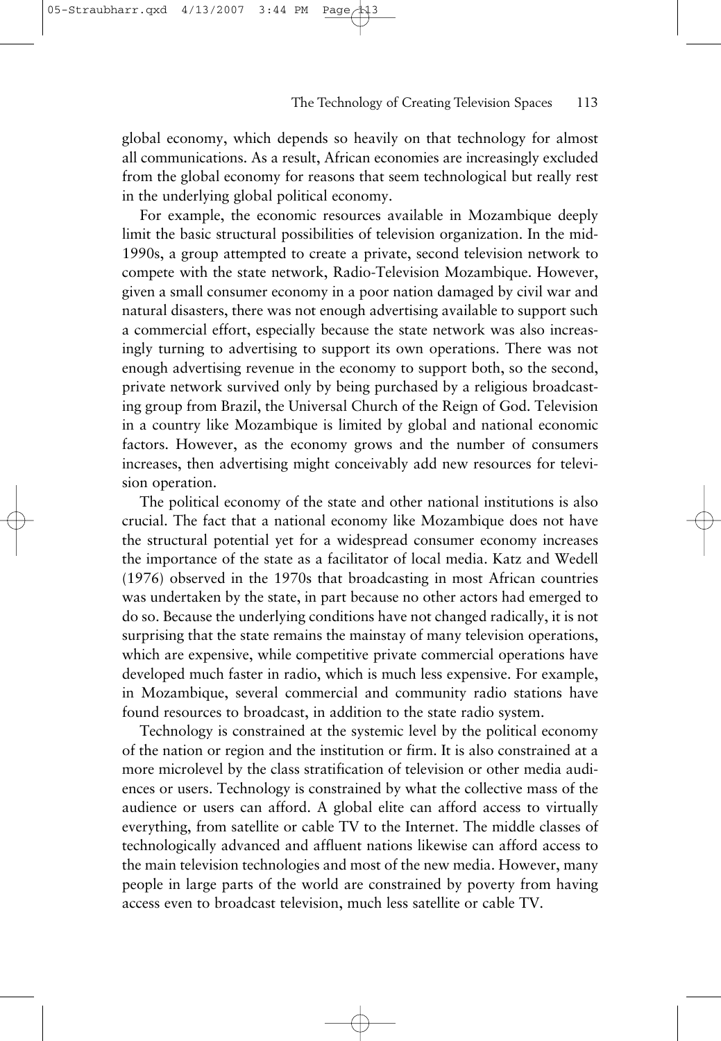global economy, which depends so heavily on that technology for almost all communications. As a result, African economies are increasingly excluded from the global economy for reasons that seem technological but really rest in the underlying global political economy.

For example, the economic resources available in Mozambique deeply limit the basic structural possibilities of television organization. In the mid-1990s, a group attempted to create a private, second television network to compete with the state network, Radio-Television Mozambique. However, given a small consumer economy in a poor nation damaged by civil war and natural disasters, there was not enough advertising available to support such a commercial effort, especially because the state network was also increasingly turning to advertising to support its own operations. There was not enough advertising revenue in the economy to support both, so the second, private network survived only by being purchased by a religious broadcasting group from Brazil, the Universal Church of the Reign of God. Television in a country like Mozambique is limited by global and national economic factors. However, as the economy grows and the number of consumers increases, then advertising might conceivably add new resources for television operation.

The political economy of the state and other national institutions is also crucial. The fact that a national economy like Mozambique does not have the structural potential yet for a widespread consumer economy increases the importance of the state as a facilitator of local media. Katz and Wedell (1976) observed in the 1970s that broadcasting in most African countries was undertaken by the state, in part because no other actors had emerged to do so. Because the underlying conditions have not changed radically, it is not surprising that the state remains the mainstay of many television operations, which are expensive, while competitive private commercial operations have developed much faster in radio, which is much less expensive. For example, in Mozambique, several commercial and community radio stations have found resources to broadcast, in addition to the state radio system.

Technology is constrained at the systemic level by the political economy of the nation or region and the institution or firm. It is also constrained at a more microlevel by the class stratification of television or other media audiences or users. Technology is constrained by what the collective mass of the audience or users can afford. A global elite can afford access to virtually everything, from satellite or cable TV to the Internet. The middle classes of technologically advanced and affluent nations likewise can afford access to the main television technologies and most of the new media. However, many people in large parts of the world are constrained by poverty from having access even to broadcast television, much less satellite or cable TV.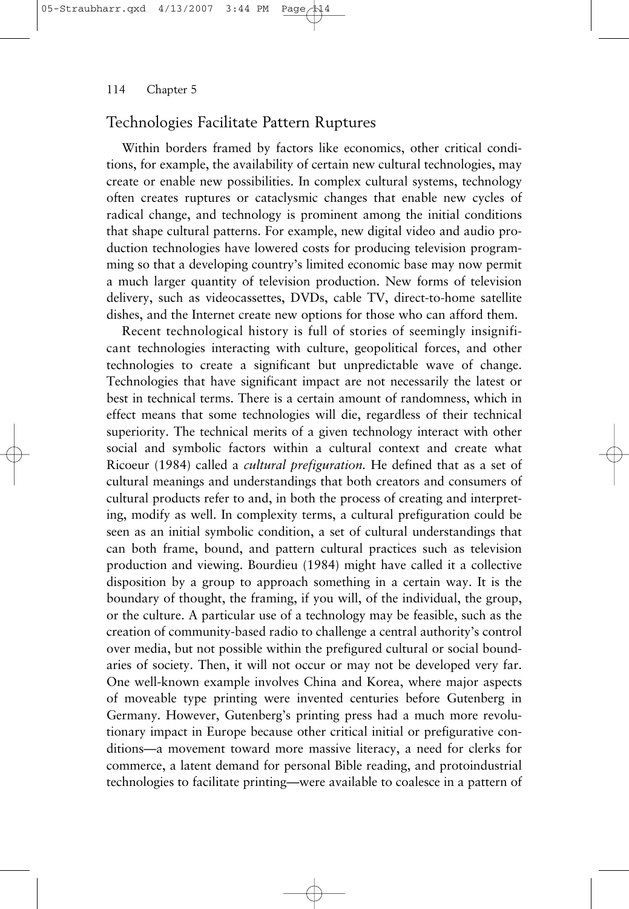## Technologies Facilitate Pattern Ruptures

Within borders framed by factors like economics, other critical conditions, for example, the availability of certain new cultural technologies, may create or enable new possibilities. In complex cultural systems, technology often creates ruptures or cataclysmic changes that enable new cycles of radical change, and technology is prominent among the initial conditions that shape cultural patterns. For example, new digital video and audio production technologies have lowered costs for producing television programming so that a developing country's limited economic base may now permit a much larger quantity of television production. New forms of television delivery, such as videocassettes, DVDs, cable TV, direct-to-home satellite dishes, and the Internet create new options for those who can afford them.

Recent technological history is full of stories of seemingly insignificant technologies interacting with culture, geopolitical forces, and other technologies to create a significant but unpredictable wave of change. Technologies that have significant impact are not necessarily the latest or best in technical terms. There is a certain amount of randomness, which in effect means that some technologies will die, regardless of their technical superiority. The technical merits of a given technology interact with other social and symbolic factors within a cultural context and create what Ricoeur (1984) called a *cultural prefiguration.* He defined that as a set of cultural meanings and understandings that both creators and consumers of cultural products refer to and, in both the process of creating and interpreting, modify as well. In complexity terms, a cultural prefiguration could be seen as an initial symbolic condition, a set of cultural understandings that can both frame, bound, and pattern cultural practices such as television production and viewing. Bourdieu (1984) might have called it a collective disposition by a group to approach something in a certain way. It is the boundary of thought, the framing, if you will, of the individual, the group, or the culture. A particular use of a technology may be feasible, such as the creation of community-based radio to challenge a central authority's control over media, but not possible within the prefigured cultural or social boundaries of society. Then, it will not occur or may not be developed very far. One well-known example involves China and Korea, where major aspects of moveable type printing were invented centuries before Gutenberg in Germany. However, Gutenberg's printing press had a much more revolutionary impact in Europe because other critical initial or prefigurative conditions—a movement toward more massive literacy, a need for clerks for commerce, a latent demand for personal Bible reading, and protoindustrial technologies to facilitate printing—were available to coalesce in a pattern of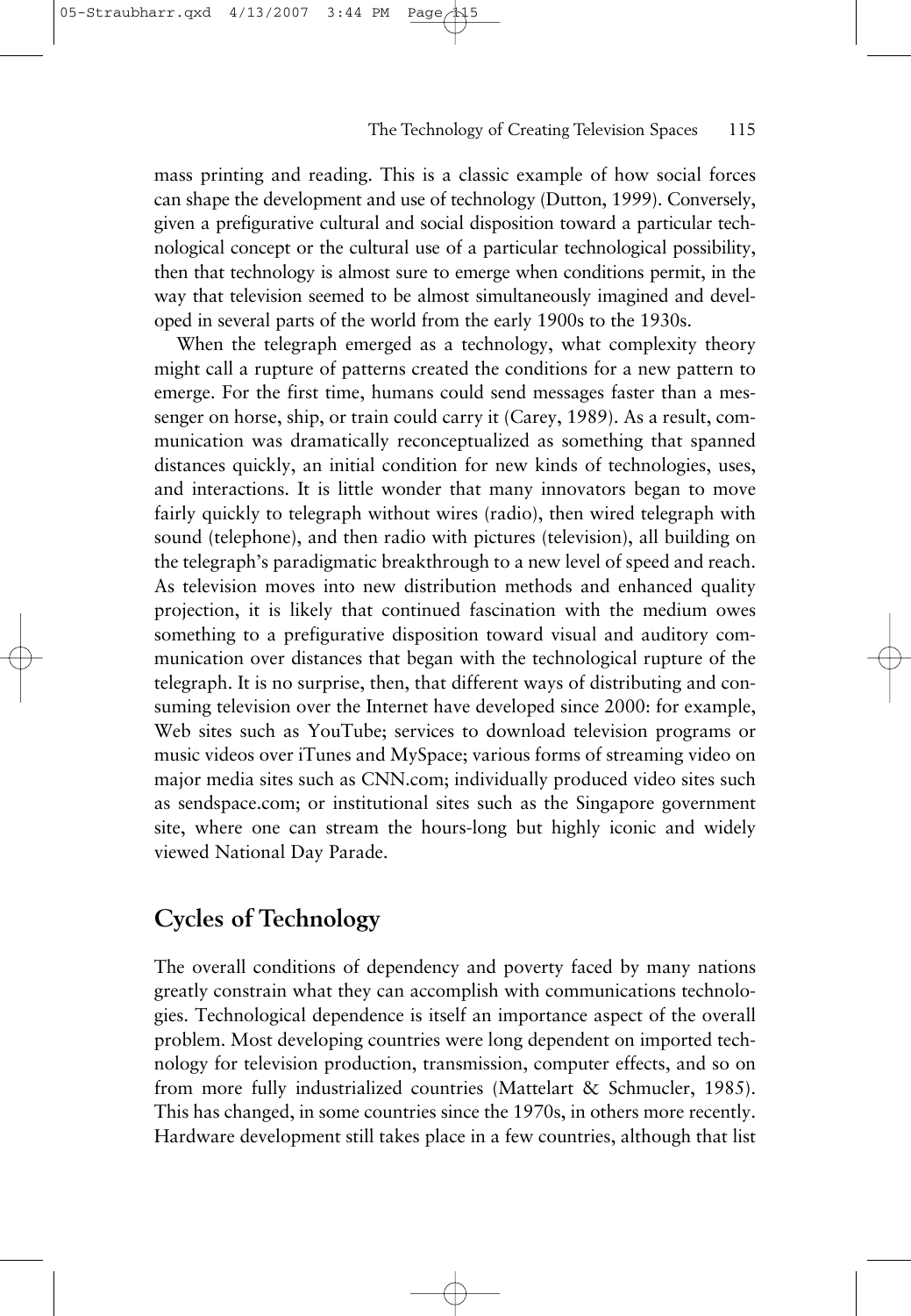mass printing and reading. This is a classic example of how social forces can shape the development and use of technology (Dutton, 1999). Conversely, given a prefigurative cultural and social disposition toward a particular technological concept or the cultural use of a particular technological possibility, then that technology is almost sure to emerge when conditions permit, in the way that television seemed to be almost simultaneously imagined and developed in several parts of the world from the early 1900s to the 1930s.

When the telegraph emerged as a technology, what complexity theory might call a rupture of patterns created the conditions for a new pattern to emerge. For the first time, humans could send messages faster than a messenger on horse, ship, or train could carry it (Carey, 1989). As a result, communication was dramatically reconceptualized as something that spanned distances quickly, an initial condition for new kinds of technologies, uses, and interactions. It is little wonder that many innovators began to move fairly quickly to telegraph without wires (radio), then wired telegraph with sound (telephone), and then radio with pictures (television), all building on the telegraph's paradigmatic breakthrough to a new level of speed and reach. As television moves into new distribution methods and enhanced quality projection, it is likely that continued fascination with the medium owes something to a prefigurative disposition toward visual and auditory communication over distances that began with the technological rupture of the telegraph. It is no surprise, then, that different ways of distributing and consuming television over the Internet have developed since 2000: for example, Web sites such as YouTube; services to download television programs or music videos over iTunes and MySpace; various forms of streaming video on major media sites such as CNN.com; individually produced video sites such as sendspace.com; or institutional sites such as the Singapore government site, where one can stream the hours-long but highly iconic and widely viewed National Day Parade.

## Cycles of Technology

The overall conditions of dependency and poverty faced by many nations greatly constrain what they can accomplish with communications technologies. Technological dependence is itself an importance aspect of the overall problem. Most developing countries were long dependent on imported technology for television production, transmission, computer effects, and so on from more fully industrialized countries (Mattelart & Schmucler, 1985). This has changed, in some countries since the 1970s, in others more recently. Hardware development still takes place in a few countries, although that list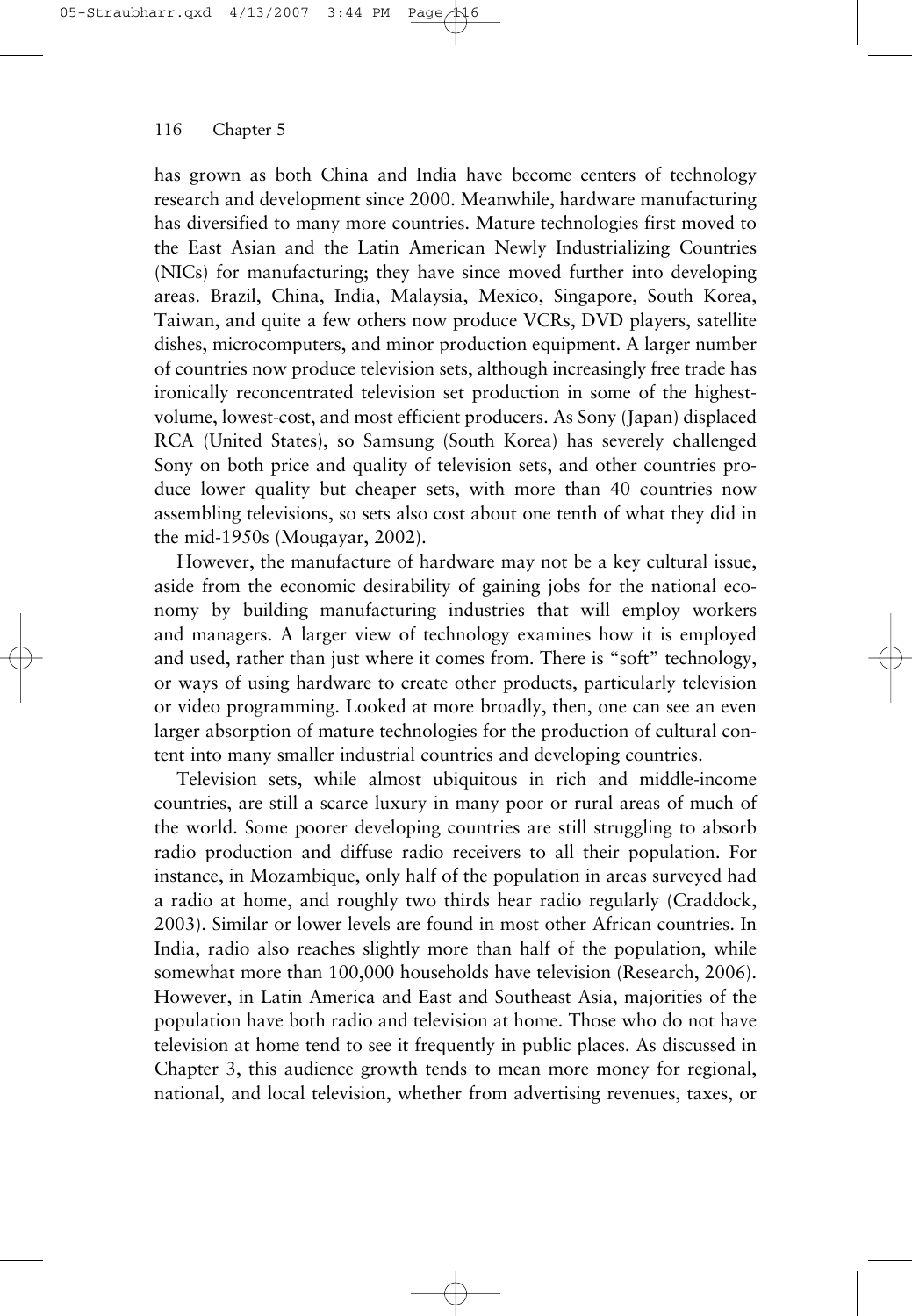has grown as both China and India have become centers of technology research and development since 2000. Meanwhile, hardware manufacturing has diversified to many more countries. Mature technologies first moved to the East Asian and the Latin American Newly Industrializing Countries (NICs) for manufacturing; they have since moved further into developing areas. Brazil, China, India, Malaysia, Mexico, Singapore, South Korea, Taiwan, and quite a few others now produce VCRs, DVD players, satellite dishes, microcomputers, and minor production equipment. A larger number of countries now produce television sets, although increasingly free trade has ironically reconcentrated television set production in some of the highest-volume, lowest-cost, and most efficient producers. As Sony (Japan) displaced RCA (United States), so Samsung (South Korea) has severely challenged Sony on both price and quality of television sets, and other countries produce lower quality but cheaper sets, with more than 40 countries now assembling televisions, so sets also cost about one tenth of what they did in the mid-1950s (Mougayar, 2002).

However, the manufacture of hardware may not be a key cultural issue, aside from the economic desirability of gaining jobs for the national economy by building manufacturing industries that will employ workers and managers. A larger view of technology examines how it is employed and used, rather than just where it comes from. There is "soft" technology, or ways of using hardware to create other products, particularly television or video programming. Looked at more broadly, then, one can see an even larger absorption of mature technologies for the production of cultural content into many smaller industrial countries and developing countries.

Television sets, while almost ubiquitous in rich and middle-income countries, are still a scarce luxury in many poor or rural areas of much of the world. Some poorer developing countries are still struggling to absorb radio production and diffuse radio receivers to all their population. For instance, in Mozambique, only half of the population in areas surveyed had a radio at home, and roughly two thirds hear radio regularly (Craddock, 2003). Similar or lower levels are found in most other African countries. In India, radio also reaches slightly more than half of the population, while somewhat more than 100,000 households have television (Research, 2006). However, in Latin America and East and Southeast Asia, majorities of the population have both radio and television at home. Those who do not have television at home tend to see it frequently in public places. As discussed in Chapter 3, this audience growth tends to mean more money for regional, national, and local television, whether from advertising revenues, taxes, or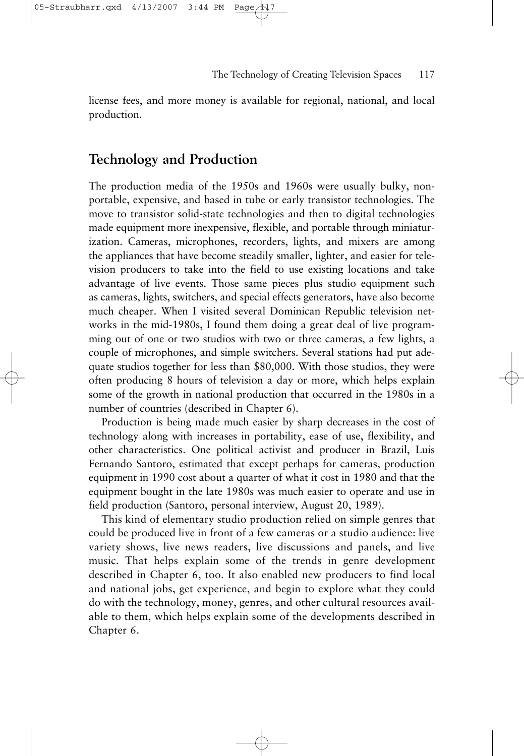license fees, and more money is available for regional, national, and local production.

## Technology and Production

The production media of the 1950s and 1960s were usually bulky, nonportable, expensive, and based in tube or early transistor technologies. The move to transistor solid-state technologies and then to digital technologies made equipment more inexpensive, flexible, and portable through miniaturization. Cameras, microphones, recorders, lights, and mixers are among the appliances that have become steadily smaller, lighter, and easier for television producers to take into the field to use existing locations and take advantage of live events. Those same pieces plus studio equipment such as cameras, lights, switchers, and special effects generators, have also become much cheaper. When I visited several Dominican Republic television networks in the mid-1980s, I found them doing a great deal of live programming out of one or two studios with two or three cameras, a few lights, a couple of microphones, and simple switchers. Several stations had put adequate studios together for less than $80,000. With those studios, they were often producing 8 hours of television a day or more, which helps explain some of the growth in national production that occurred in the 1980s in a number of countries (described in Chapter 6).

Production is being made much easier by sharp decreases in the cost of technology along with increases in portability, ease of use, flexibility, and other characteristics. One political activist and producer in Brazil, Luis Fernando Santoro, estimated that except perhaps for cameras, production equipment in 1990 cost about a quarter of what it cost in 1980 and that the equipment bought in the late 1980s was much easier to operate and use in field production (Santoro, personal interview, August 20, 1989).

This kind of elementary studio production relied on simple genres that could be produced live in front of a few cameras or a studio audience: live variety shows, live news readers, live discussions and panels, and live music. That helps explain some of the trends in genre development described in Chapter 6, too. It also enabled new producers to find local and national jobs, get experience, and begin to explore what they could do with the technology, money, genres, and other cultural resources available to them, which helps explain some of the developments described in Chapter 6.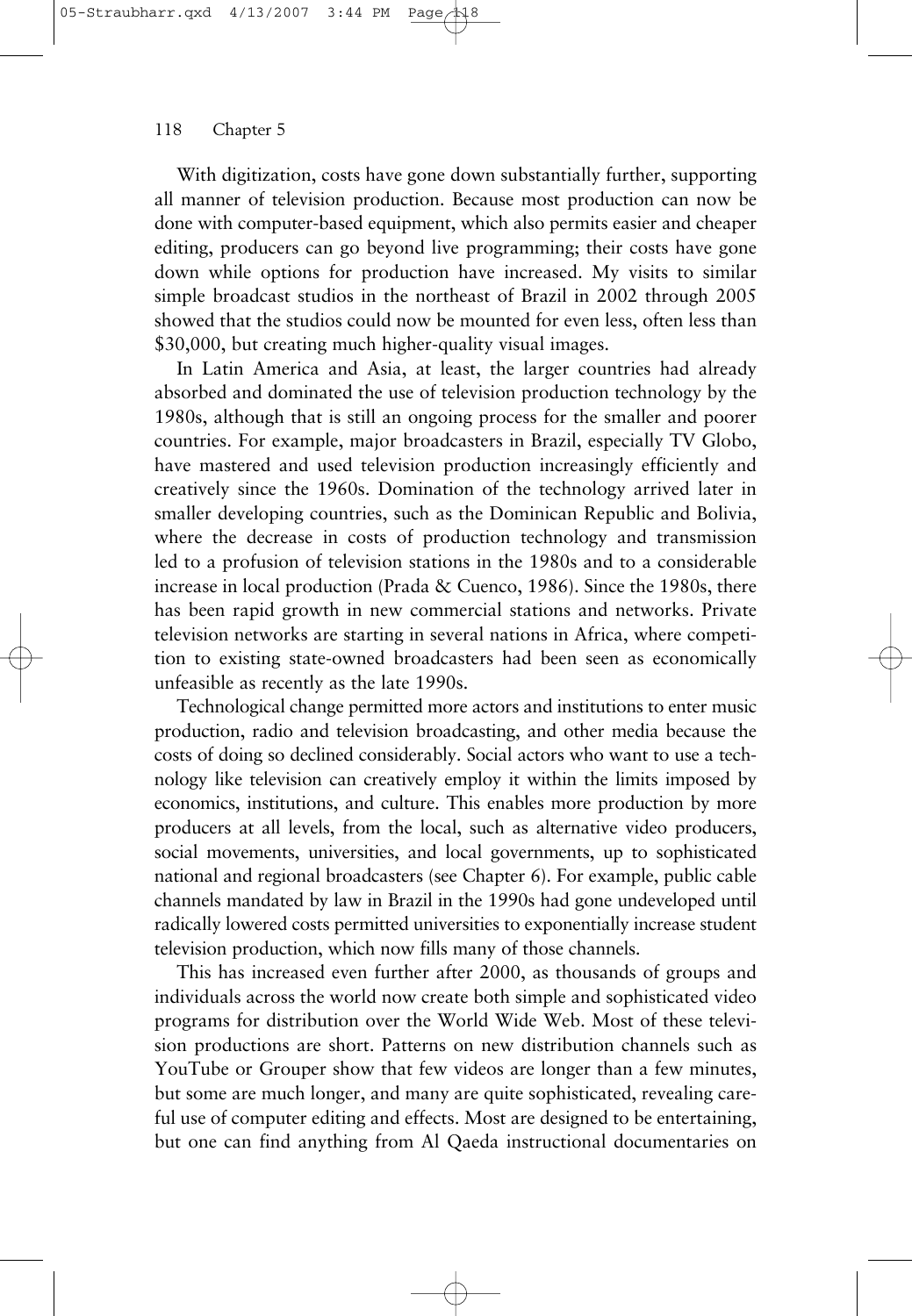With digitization, costs have gone down substantially further, supporting all manner of television production. Because most production can now be done with computer-based equipment, which also permits easier and cheaper editing, producers can go beyond live programming; their costs have gone down while options for production have increased. My visits to similar simple broadcast studios in the northeast of Brazil in 2002 through 2005 showed that the studios could now be mounted for even less, often less than $30,000, but creating much higher-quality visual images.

In Latin America and Asia, at least, the larger countries had already absorbed and dominated the use of television production technology by the 1980s, although that is still an ongoing process for the smaller and poorer countries. For example, major broadcasters in Brazil, especially TV Globo, have mastered and used television production increasingly efficiently and creatively since the 1960s. Domination of the technology arrived later in smaller developing countries, such as the Dominican Republic and Bolivia, where the decrease in costs of production technology and transmission led to a profusion of television stations in the 1980s and to a considerable increase in local production (Prada & Cuenco, 1986). Since the 1980s, there has been rapid growth in new commercial stations and networks. Private television networks are starting in several nations in Africa, where competition to existing state-owned broadcasters had been seen as economically unfeasible as recently as the late 1990s.

Technological change permitted more actors and institutions to enter music production, radio and television broadcasting, and other media because the costs of doing so declined considerably. Social actors who want to use a technology like television can creatively employ it within the limits imposed by economics, institutions, and culture. This enables more production by more producers at all levels, from the local, such as alternative video producers, social movements, universities, and local governments, up to sophisticated national and regional broadcasters (see Chapter 6). For example, public cable channels mandated by law in Brazil in the 1990s had gone undeveloped until radically lowered costs permitted universities to exponentially increase student television production, which now fills many of those channels.

This has increased even further after 2000, as thousands of groups and individuals across the world now create both simple and sophisticated video programs for distribution over the World Wide Web. Most of these television productions are short. Patterns on new distribution channels such as YouTube or Grouper show that few videos are longer than a few minutes, but some are much longer, and many are quite sophisticated, revealing careful use of computer editing and effects. Most are designed to be entertaining, but one can find anything from Al Qaeda instructional documentaries on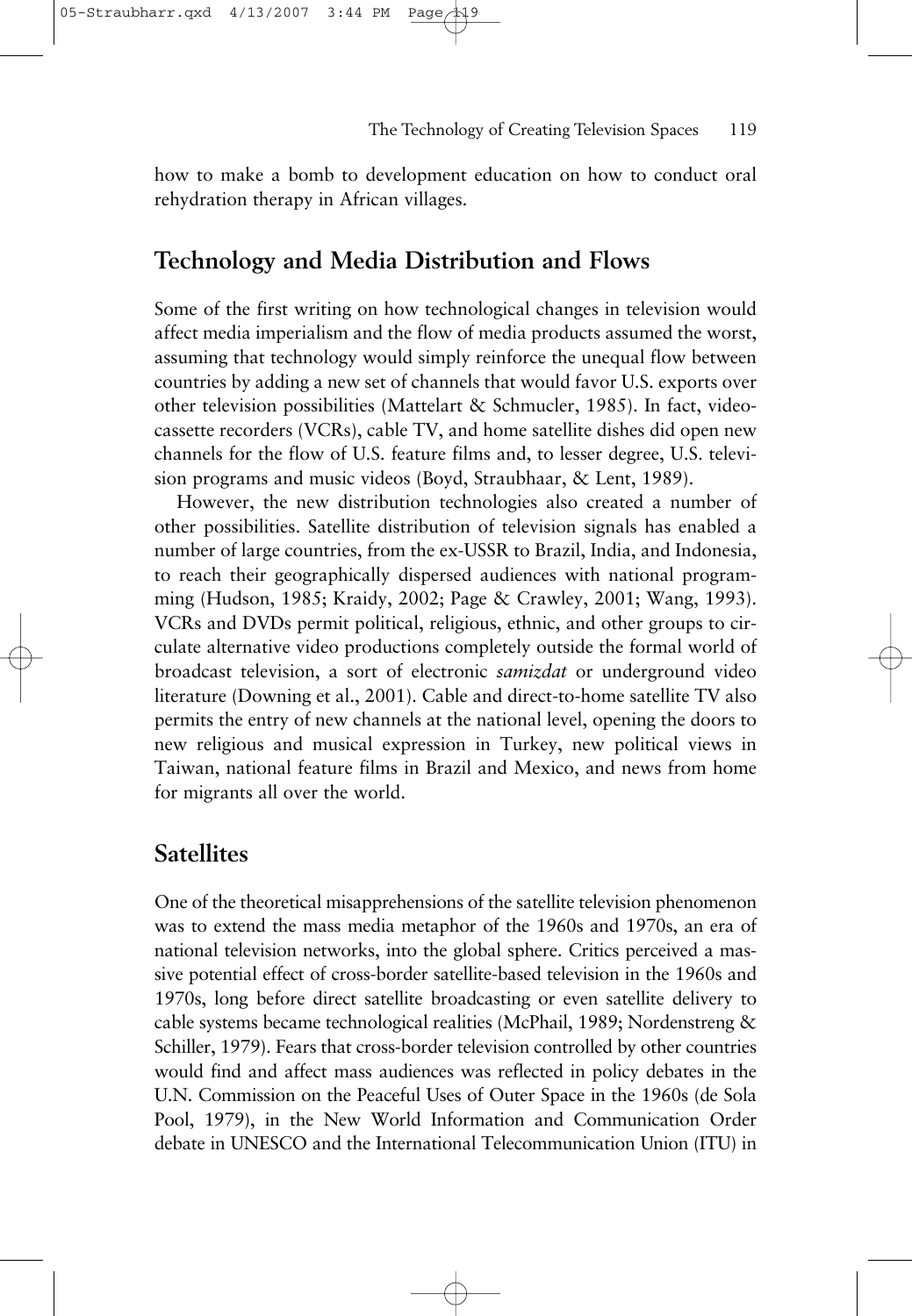how to make a bomb to development education on how to conduct oral rehydration therapy in African villages.

## Technology and Media Distribution and Flows

Some of the first writing on how technological changes in television would affect media imperialism and the flow of media products assumed the worst, assuming that technology would simply reinforce the unequal flow between countries by adding a new set of channels that would favor U.S. exports over other television possibilities (Mattelart & Schmucler, 1985). In fact, videocassette recorders (VCRs), cable TV, and home satellite dishes did open new channels for the flow of U.S. feature films and, to lesser degree, U.S. television programs and music videos (Boyd, Straubhaar, & Lent, 1989).

However, the new distribution technologies also created a number of other possibilities. Satellite distribution of television signals has enabled a number of large countries, from the ex-USSR to Brazil, India, and Indonesia, to reach their geographically dispersed audiences with national programming (Hudson, 1985; Kraidy, 2002; Page & Crawley, 2001; Wang, 1993). VCRs and DVDs permit political, religious, ethnic, and other groups to circulate alternative video productions completely outside the formal world of broadcast television, a sort of electronic *samizdat* or underground video literature (Downing et al., 2001). Cable and direct-to-home satellite TV also permits the entry of new channels at the national level, opening the doors to new religious and musical expression in Turkey, new political views in Taiwan, national feature films in Brazil and Mexico, and news from home for migrants all over the world.

## Satellites

One of the theoretical misapprehensions of the satellite television phenomenon was to extend the mass media metaphor of the 1960s and 1970s, an era of national television networks, into the global sphere. Critics perceived a massive potential effect of cross-border satellite-based television in the 1960s and 1970s, long before direct satellite broadcasting or even satellite delivery to cable systems became technological realities (McPhail, 1989; Nordenstreng & Schiller, 1979). Fears that cross-border television controlled by other countries would find and affect mass audiences was reflected in policy debates in the U.N. Commission on the Peaceful Uses of Outer Space in the 1960s (de Sola Pool, 1979), in the New World Information and Communication Order debate in UNESCO and the International Telecommunication Union (ITU) in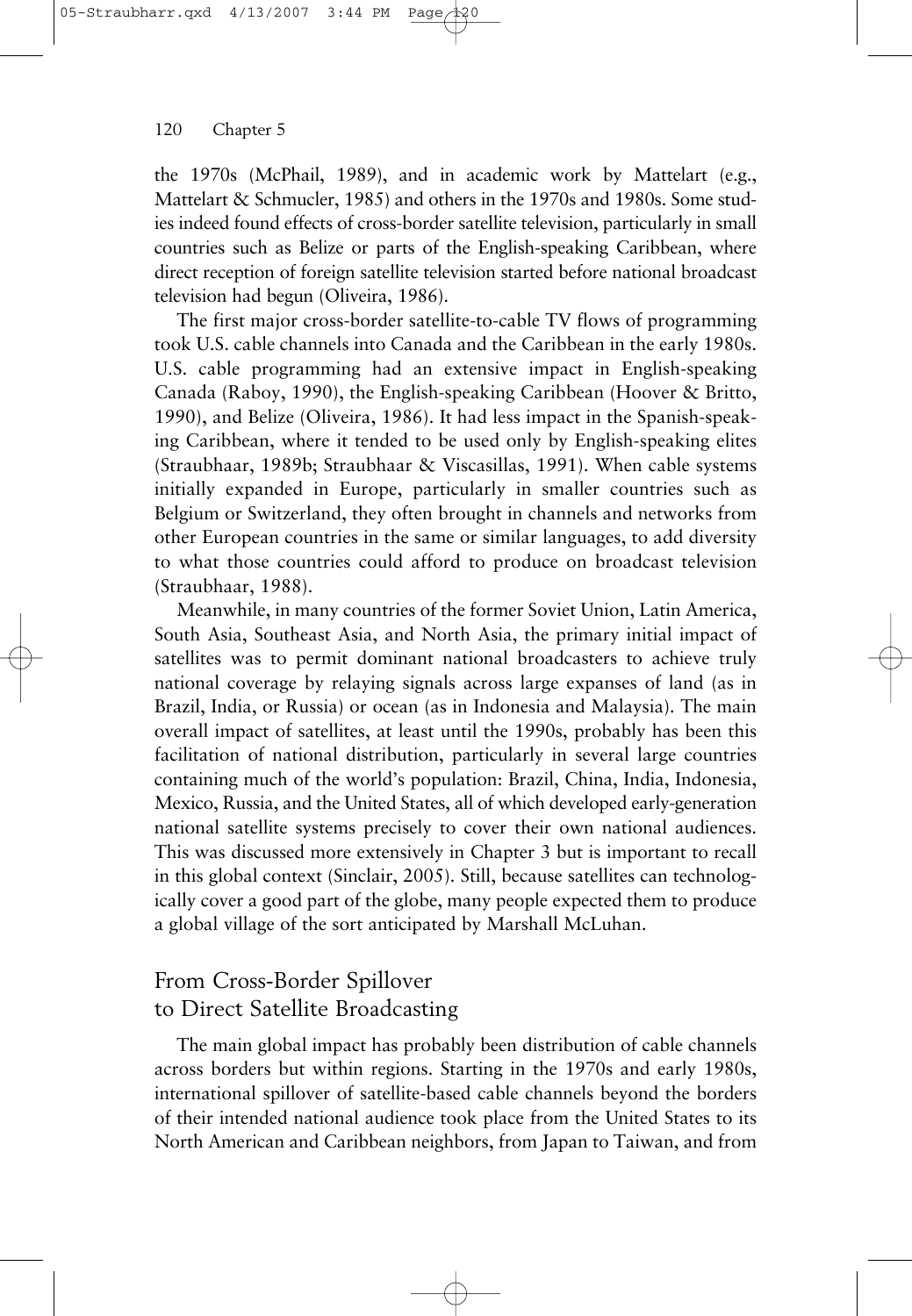the 1970s (McPhail, 1989), and in academic work by Mattelart (e.g., Mattelart & Schmucler, 1985) and others in the 1970s and 1980s. Some studies indeed found effects of cross-border satellite television, particularly in small countries such as Belize or parts of the English-speaking Caribbean, where direct reception of foreign satellite television started before national broadcast television had begun (Oliveira, 1986).

The first major cross-border satellite-to-cable TV flows of programming took U.S. cable channels into Canada and the Caribbean in the early 1980s. U.S. cable programming had an extensive impact in English-speaking Canada (Raboy, 1990), the English-speaking Caribbean (Hoover & Britto, 1990), and Belize (Oliveira, 1986). It had less impact in the Spanish-speaking Caribbean, where it tended to be used only by English-speaking elites (Straubhaar, 1989b; Straubhaar & Viscasillas, 1991). When cable systems initially expanded in Europe, particularly in smaller countries such as Belgium or Switzerland, they often brought in channels and networks from other European countries in the same or similar languages, to add diversity to what those countries could afford to produce on broadcast television (Straubhaar, 1988).

Meanwhile, in many countries of the former Soviet Union, Latin America, South Asia, Southeast Asia, and North Asia, the primary initial impact of satellites was to permit dominant national broadcasters to achieve truly national coverage by relaying signals across large expanses of land (as in Brazil, India, or Russia) or ocean (as in Indonesia and Malaysia). The main overall impact of satellites, at least until the 1990s, probably has been this facilitation of national distribution, particularly in several large countries containing much of the world's population: Brazil, China, India, Indonesia, Mexico, Russia, and the United States, all of which developed early-generation national satellite systems precisely to cover their own national audiences. This was discussed more extensively in Chapter 3 but is important to recall in this global context (Sinclair, 2005). Still, because satellites can technologically cover a good part of the globe, many people expected them to produce a global village of the sort anticipated by Marshall McLuhan.

## From Cross-Border Spillover to Direct Satellite Broadcasting

The main global impact has probably been distribution of cable channels across borders but within regions. Starting in the 1970s and early 1980s, international spillover of satellite-based cable channels beyond the borders of their intended national audience took place from the United States to its North American and Caribbean neighbors, from Japan to Taiwan, and from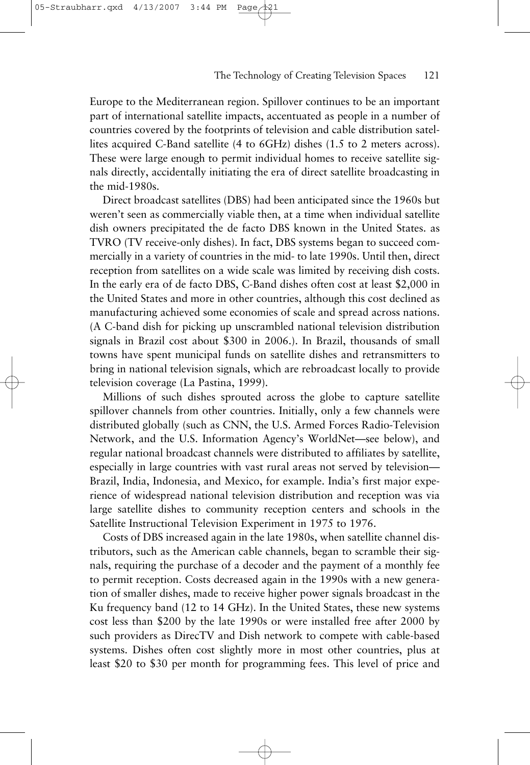Europe to the Mediterranean region. Spillover continues to be an important part of international satellite impacts, accentuated as people in a number of countries covered by the footprints of television and cable distribution satellites acquired C-Band satellite (4 to 6GHz) dishes (1.5 to 2 meters across). These were large enough to permit individual homes to receive satellite signals directly, accidentally initiating the era of direct satellite broadcasting in the mid-1980s.

Direct broadcast satellites (DBS) had been anticipated since the 1960s but weren't seen as commercially viable then, at a time when individual satellite dish owners precipitated the de facto DBS known in the United States. as TVRO (TV receive-only dishes). In fact, DBS systems began to succeed commercially in a variety of countries in the mid- to late 1990s. Until then, direct reception from satellites on a wide scale was limited by receiving dish costs. In the early era of de facto DBS, C-Band dishes often cost at least $2,000 in the United States and more in other countries, although this cost declined as manufacturing achieved some economies of scale and spread across nations. (A C-band dish for picking up unscrambled national television distribution signals in Brazil cost about $300 in 2006.). In Brazil, thousands of small towns have spent municipal funds on satellite dishes and retransmitters to bring in national television signals, which are rebroadcast locally to provide television coverage (La Pastina, 1999).

Millions of such dishes sprouted across the globe to capture satellite spillover channels from other countries. Initially, only a few channels were distributed globally (such as CNN, the U.S. Armed Forces Radio-Television Network, and the U.S. Information Agency's WorldNet—see below), and regular national broadcast channels were distributed to affiliates by satellite, especially in large countries with vast rural areas not served by television—Brazil, India, Indonesia, and Mexico, for example. India's first major experience of widespread national television distribution and reception was via large satellite dishes to community reception centers and schools in the Satellite Instructional Television Experiment in 1975 to 1976.

Costs of DBS increased again in the late 1980s, when satellite channel distributors, such as the American cable channels, began to scramble their signals, requiring the purchase of a decoder and the payment of a monthly fee to permit reception. Costs decreased again in the 1990s with a new generation of smaller dishes, made to receive higher power signals broadcast in the Ku frequency band (12 to 14 GHz). In the United States, these new systems cost less than $200 by the late 1990s or were installed free after 2000 by such providers as DirecTV and Dish network to compete with cable-based systems. Dishes often cost slightly more in most other countries, plus at least $20 to $30 per month for programming fees. This level of price and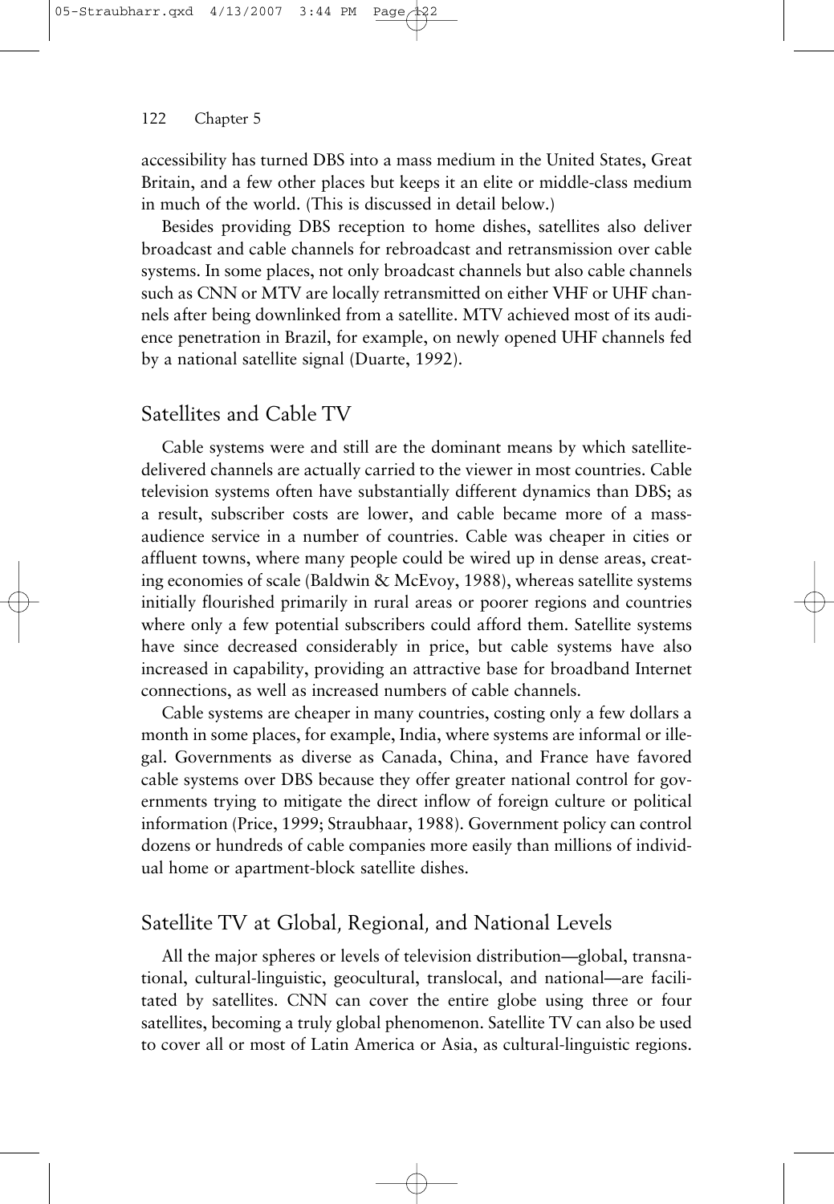accessibility has turned DBS into a mass medium in the United States, Great Britain, and a few other places but keeps it an elite or middle-class medium in much of the world. (This is discussed in detail below.)

Besides providing DBS reception to home dishes, satellites also deliver broadcast and cable channels for rebroadcast and retransmission over cable systems. In some places, not only broadcast channels but also cable channels such as CNN or MTV are locally retransmitted on either VHF or UHF channels after being downlinked from a satellite. MTV achieved most of its audience penetration in Brazil, for example, on newly opened UHF channels fed by a national satellite signal (Duarte, 1992).

## Satellites and Cable TV

Cable systems were and still are the dominant means by which satellite-delivered channels are actually carried to the viewer in most countries. Cable television systems often have substantially different dynamics than DBS; as a result, subscriber costs are lower, and cable became more of a mass-audience service in a number of countries. Cable was cheaper in cities or affluent towns, where many people could be wired up in dense areas, creating economies of scale (Baldwin & McEvoy, 1988), whereas satellite systems initially flourished primarily in rural areas or poorer regions and countries where only a few potential subscribers could afford them. Satellite systems have since decreased considerably in price, but cable systems have also increased in capability, providing an attractive base for broadband Internet connections, as well as increased numbers of cable channels.

Cable systems are cheaper in many countries, costing only a few dollars a month in some places, for example, India, where systems are informal or illegal. Governments as diverse as Canada, China, and France have favored cable systems over DBS because they offer greater national control for governments trying to mitigate the direct inflow of foreign culture or political information (Price, 1999; Straubhaar, 1988). Government policy can control dozens or hundreds of cable companies more easily than millions of individual home or apartment-block satellite dishes.

## Satellite TV at Global, Regional, and National Levels

All the major spheres or levels of television distribution—global, transnational, cultural-linguistic, geocultural, translocal, and national—are facilitated by satellites. CNN can cover the entire globe using three or four satellites, becoming a truly global phenomenon. Satellite TV can also be used to cover all or most of Latin America or Asia, as cultural-linguistic regions.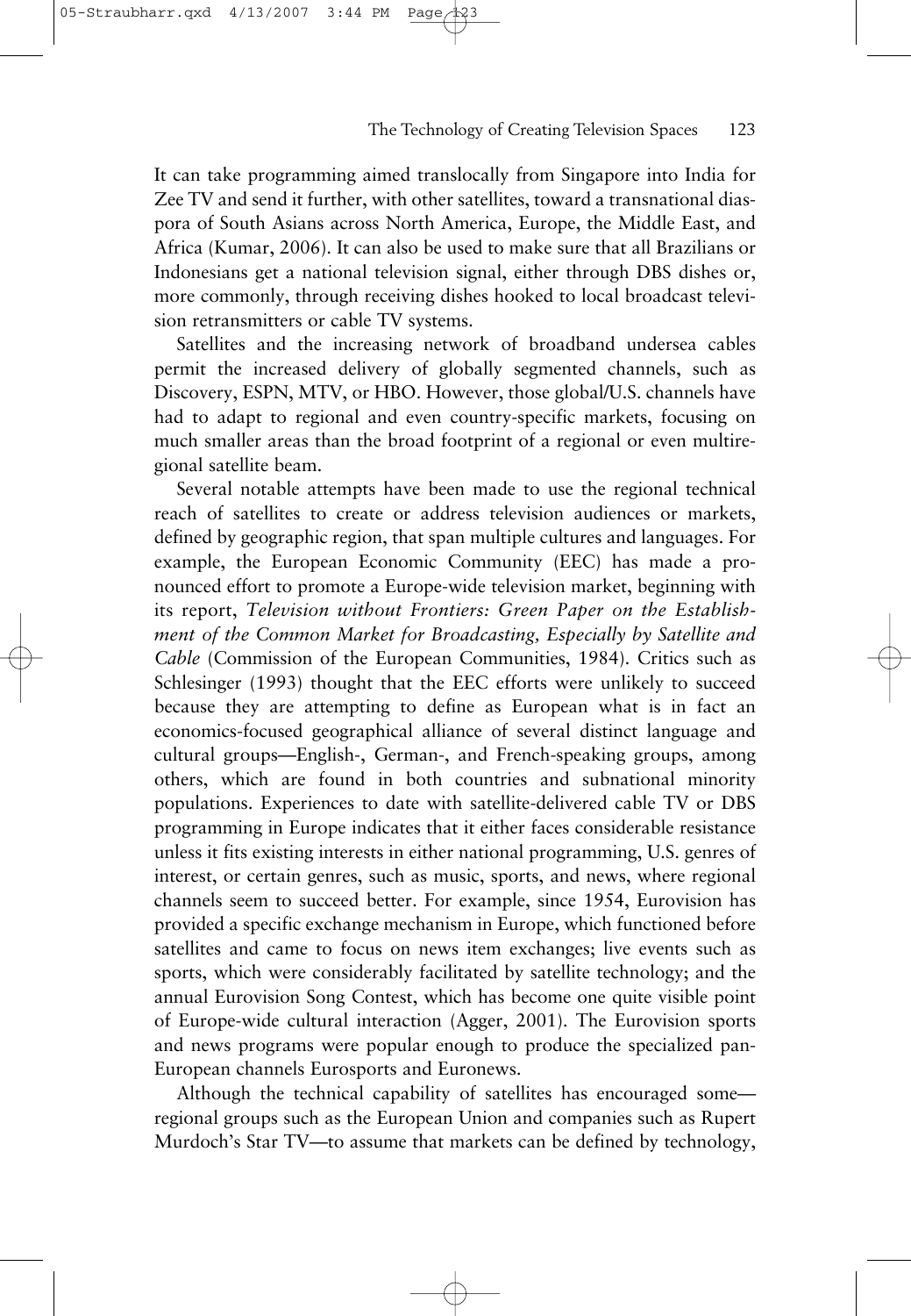It can take programming aimed translocally from Singapore into India for Zee TV and send it further, with other satellites, toward a transnational diaspora of South Asians across North America, Europe, the Middle East, and Africa (Kumar, 2006). It can also be used to make sure that all Brazilians or Indonesians get a national television signal, either through DBS dishes or, more commonly, through receiving dishes hooked to local broadcast television retransmitters or cable TV systems.

Satellites and the increasing network of broadband undersea cables permit the increased delivery of globally segmented channels, such as Discovery, ESPN, MTV, or HBO. However, those global/U.S. channels have had to adapt to regional and even country-specific markets, focusing on much smaller areas than the broad footprint of a regional or even multiregional satellite beam.

Several notable attempts have been made to use the regional technical reach of satellites to create or address television audiences or markets, defined by geographic region, that span multiple cultures and languages. For example, the European Economic Community (EEC) has made a pronounced effort to promote a Europe-wide television market, beginning with its report, *Television without Frontiers: Green Paper on the Establishment of the Common Market for Broadcasting, Especially by Satellite and Cable* (Commission of the European Communities, 1984). Critics such as Schlesinger (1993) thought that the EEC efforts were unlikely to succeed because they are attempting to define as European what is in fact an economics-focused geographical alliance of several distinct language and cultural groups—English-, German-, and French-speaking groups, among others, which are found in both countries and subnational minority populations. Experiences to date with satellite-delivered cable TV or DBS programming in Europe indicates that it either faces considerable resistance unless it fits existing interests in either national programming, U.S. genres of interest, or certain genres, such as music, sports, and news, where regional channels seem to succeed better. For example, since 1954, Eurovision has provided a specific exchange mechanism in Europe, which functioned before satellites and came to focus on news item exchanges; live events such as sports, which were considerably facilitated by satellite technology; and the annual Eurovision Song Contest, which has become one quite visible point of Europe-wide cultural interaction (Agger, 2001). The Eurovision sports and news programs were popular enough to produce the specialized pan-European channels Eurosports and Euronews.

Although the technical capability of satellites has encouraged some—regional groups such as the European Union and companies such as Rupert Murdoch's Star TV—to assume that markets can be defined by technology,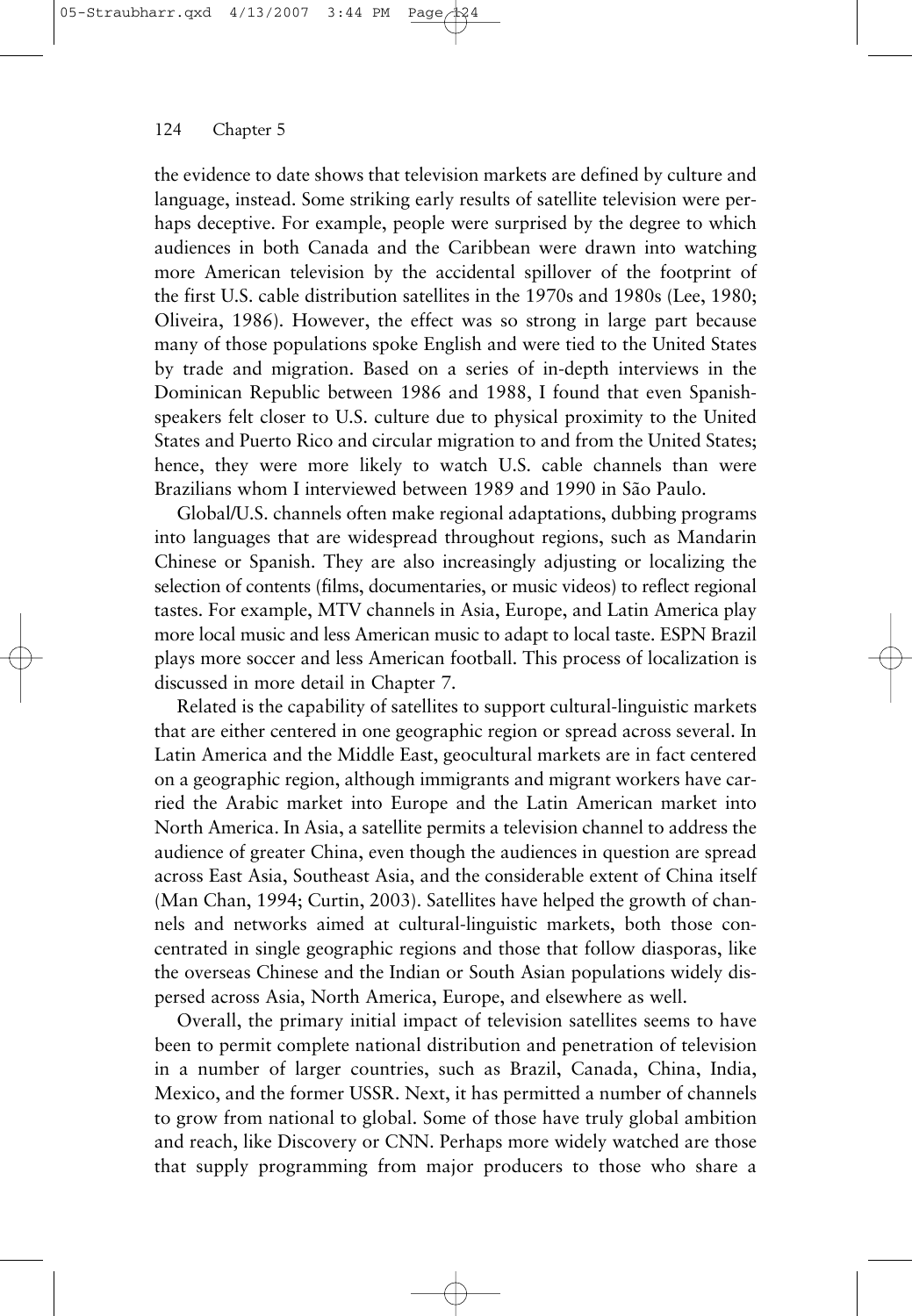the evidence to date shows that television markets are defined by culture and language, instead. Some striking early results of satellite television were perhaps deceptive. For example, people were surprised by the degree to which audiences in both Canada and the Caribbean were drawn into watching more American television by the accidental spillover of the footprint of the first U.S. cable distribution satellites in the 1970s and 1980s (Lee, 1980; Oliveira, 1986). However, the effect was so strong in large part because many of those populations spoke English and were tied to the United States by trade and migration. Based on a series of in-depth interviews in the Dominican Republic between 1986 and 1988, I found that even Spanish-speakers felt closer to U.S. culture due to physical proximity to the United States and Puerto Rico and circular migration to and from the United States; hence, they were more likely to watch U.S. cable channels than were Brazilians whom I interviewed between 1989 and 1990 in São Paulo.

Global/U.S. channels often make regional adaptations, dubbing programs into languages that are widespread throughout regions, such as Mandarin Chinese or Spanish. They are also increasingly adjusting or localizing the selection of contents (films, documentaries, or music videos) to reflect regional tastes. For example, MTV channels in Asia, Europe, and Latin America play more local music and less American music to adapt to local taste. ESPN Brazil plays more soccer and less American football. This process of localization is discussed in more detail in Chapter 7.

Related is the capability of satellites to support cultural-linguistic markets that are either centered in one geographic region or spread across several. In Latin America and the Middle East, geocultural markets are in fact centered on a geographic region, although immigrants and migrant workers have carried the Arabic market into Europe and the Latin American market into North America. In Asia, a satellite permits a television channel to address the audience of greater China, even though the audiences in question are spread across East Asia, Southeast Asia, and the considerable extent of China itself (Man Chan, 1994; Curtin, 2003). Satellites have helped the growth of channels and networks aimed at cultural-linguistic markets, both those concentrated in single geographic regions and those that follow diasporas, like the overseas Chinese and the Indian or South Asian populations widely dispersed across Asia, North America, Europe, and elsewhere as well.

Overall, the primary initial impact of television satellites seems to have been to permit complete national distribution and penetration of television in a number of larger countries, such as Brazil, Canada, China, India, Mexico, and the former USSR. Next, it has permitted a number of channels to grow from national to global. Some of those have truly global ambition and reach, like Discovery or CNN. Perhaps more widely watched are those that supply programming from major producers to those who share a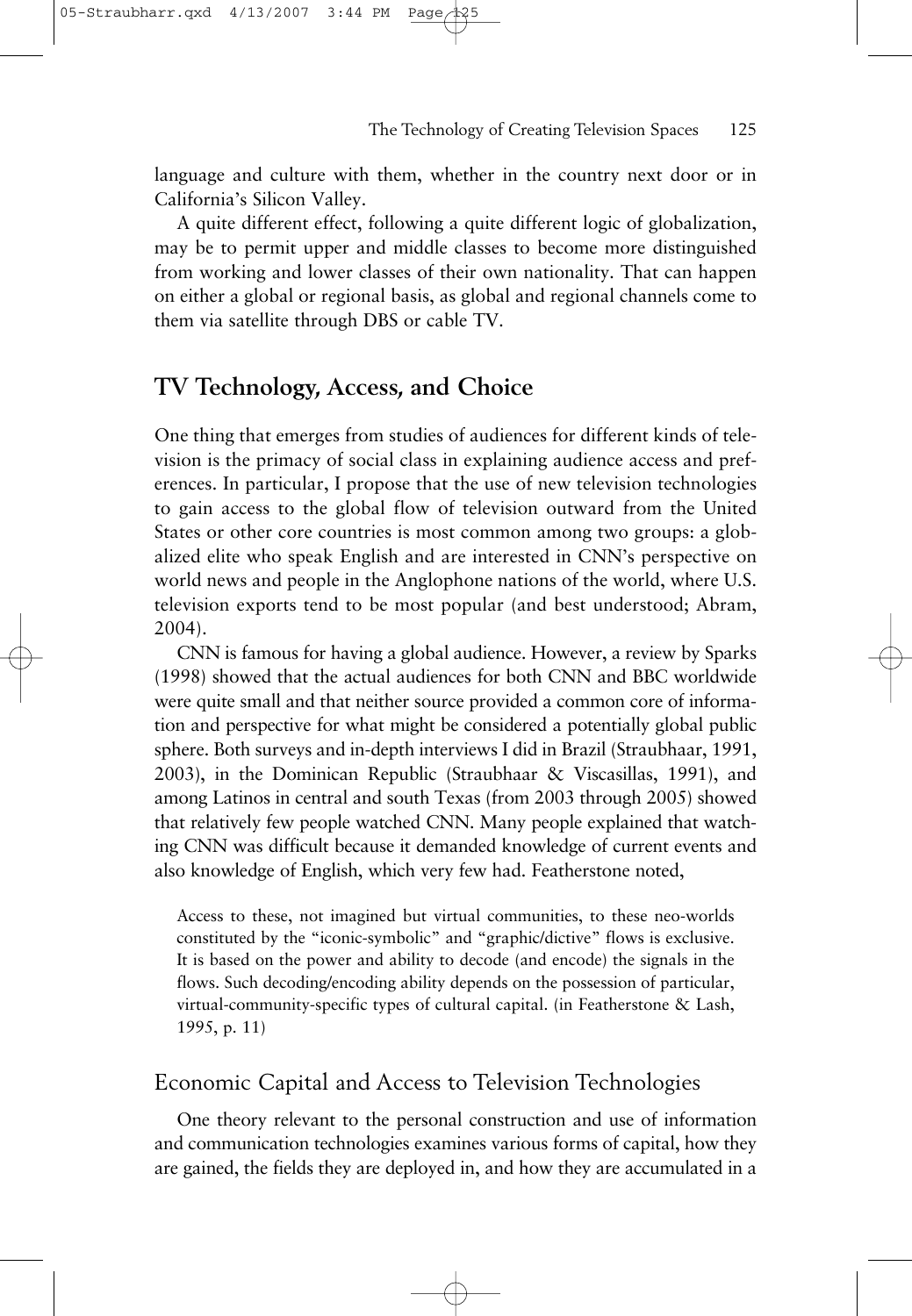language and culture with them, whether in the country next door or in California's Silicon Valley.

A quite different effect, following a quite different logic of globalization, may be to permit upper and middle classes to become more distinguished from working and lower classes of their own nationality. That can happen on either a global or regional basis, as global and regional channels come to them via satellite through DBS or cable TV.

## TV Technology, Access, and Choice

One thing that emerges from studies of audiences for different kinds of television is the primacy of social class in explaining audience access and preferences. In particular, I propose that the use of new television technologies to gain access to the global flow of television outward from the United States or other core countries is most common among two groups: a globalized elite who speak English and are interested in CNN's perspective on world news and people in the Anglophone nations of the world, where U.S. television exports tend to be most popular (and best understood; Abram, 2004).

CNN is famous for having a global audience. However, a review by Sparks (1998) showed that the actual audiences for both CNN and BBC worldwide were quite small and that neither source provided a common core of information and perspective for what might be considered a potentially global public sphere. Both surveys and in-depth interviews I did in Brazil (Straubhaar, 1991, 2003), in the Dominican Republic (Straubhaar & Viscasillas, 1991), and among Latinos in central and south Texas (from 2003 through 2005) showed that relatively few people watched CNN. Many people explained that watching CNN was difficult because it demanded knowledge of current events and also knowledge of English, which very few had. Featherstone noted,

> Access to these, not imagined but virtual communities, to these neo-worlds constituted by the "iconic-symbolic" and "graphic/dictive" flows is exclusive. It is based on the power and ability to decode (and encode) the signals in the flows. Such decoding/encoding ability depends on the possession of particular, virtual-community-specific types of cultural capital. (in Featherstone & Lash, 1995, p. 11)

### Economic Capital and Access to Television Technologies

One theory relevant to the personal construction and use of information and communication technologies examines various forms of capital, how they are gained, the fields they are deployed in, and how they are accumulated in a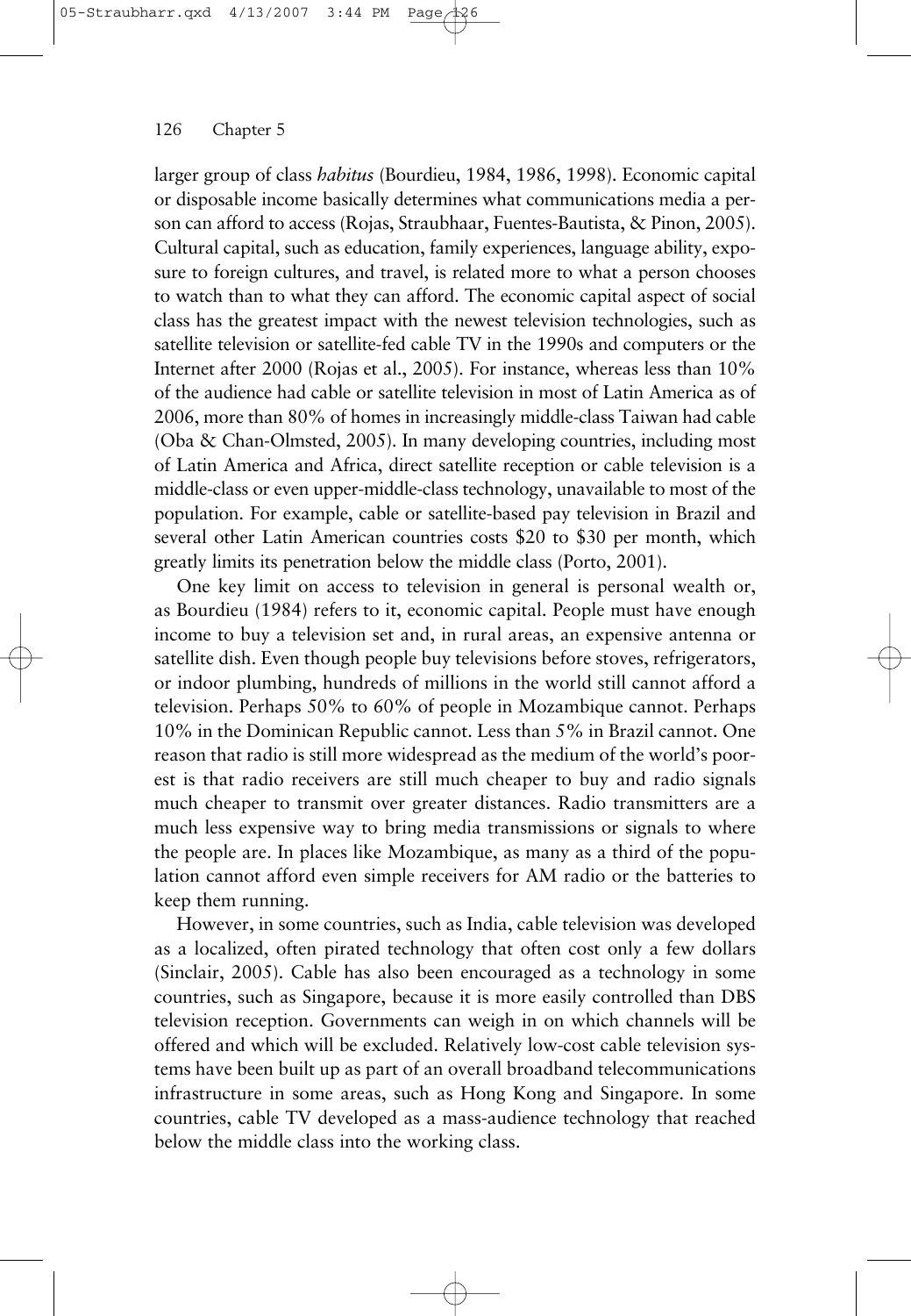larger group of class *habitus* (Bourdieu, 1984, 1986, 1998). Economic capital or disposable income basically determines what communications media a person can afford to access (Rojas, Straubhaar, Fuentes-Bautista, & Pinon, 2005). Cultural capital, such as education, family experiences, language ability, exposure to foreign cultures, and travel, is related more to what a person chooses to watch than to what they can afford. The economic capital aspect of social class has the greatest impact with the newest television technologies, such as satellite television or satellite-fed cable TV in the 1990s and computers or the Internet after 2000 (Rojas et al., 2005). For instance, whereas less than 10% of the audience had cable or satellite television in most of Latin America as of 2006, more than 80% of homes in increasingly middle-class Taiwan had cable (Oba & Chan-Olmsted, 2005). In many developing countries, including most of Latin America and Africa, direct satellite reception or cable television is a middle-class or even upper-middle-class technology, unavailable to most of the population. For example, cable or satellite-based pay television in Brazil and several other Latin American countries costs $20 to $30 per month, which greatly limits its penetration below the middle class (Porto, 2001).

One key limit on access to television in general is personal wealth or, as Bourdieu (1984) refers to it, economic capital. People must have enough income to buy a television set and, in rural areas, an expensive antenna or satellite dish. Even though people buy televisions before stoves, refrigerators, or indoor plumbing, hundreds of millions in the world still cannot afford a television. Perhaps 50% to 60% of people in Mozambique cannot. Perhaps 10% in the Dominican Republic cannot. Less than 5% in Brazil cannot. One reason that radio is still more widespread as the medium of the world's poorest is that radio receivers are still much cheaper to buy and radio signals much cheaper to transmit over greater distances. Radio transmitters are a much less expensive way to bring media transmissions or signals to where the people are. In places like Mozambique, as many as a third of the population cannot afford even simple receivers for AM radio or the batteries to keep them running.

However, in some countries, such as India, cable television was developed as a localized, often pirated technology that often cost only a few dollars (Sinclair, 2005). Cable has also been encouraged as a technology in some countries, such as Singapore, because it is more easily controlled than DBS television reception. Governments can weigh in on which channels will be offered and which will be excluded. Relatively low-cost cable television systems have been built up as part of an overall broadband telecommunications infrastructure in some areas, such as Hong Kong and Singapore. In some countries, cable TV developed as a mass-audience technology that reached below the middle class into the working class.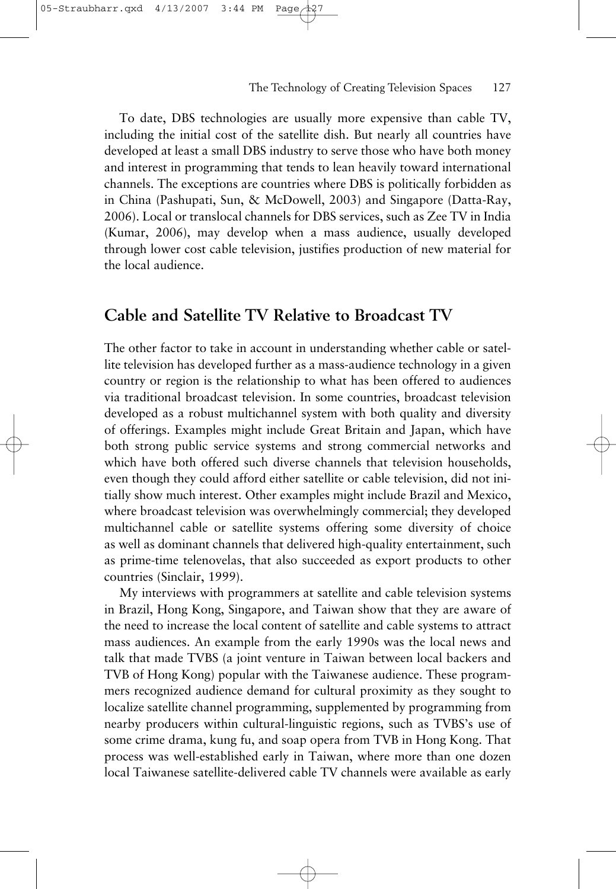To date, DBS technologies are usually more expensive than cable TV, including the initial cost of the satellite dish. But nearly all countries have developed at least a small DBS industry to serve those who have both money and interest in programming that tends to lean heavily toward international channels. The exceptions are countries where DBS is politically forbidden as in China (Pashupati, Sun, & McDowell, 2003) and Singapore (Datta-Ray, 2006). Local or translocal channels for DBS services, such as Zee TV in India (Kumar, 2006), may develop when a mass audience, usually developed through lower cost cable television, justifies production of new material for the local audience.

## Cable and Satellite TV Relative to Broadcast TV

The other factor to take in account in understanding whether cable or satellite television has developed further as a mass-audience technology in a given country or region is the relationship to what has been offered to audiences via traditional broadcast television. In some countries, broadcast television developed as a robust multichannel system with both quality and diversity of offerings. Examples might include Great Britain and Japan, which have both strong public service systems and strong commercial networks and which have both offered such diverse channels that television households, even though they could afford either satellite or cable television, did not initially show much interest. Other examples might include Brazil and Mexico, where broadcast television was overwhelmingly commercial; they developed multichannel cable or satellite systems offering some diversity of choice as well as dominant channels that delivered high-quality entertainment, such as prime-time telenovelas, that also succeeded as export products to other countries (Sinclair, 1999).

My interviews with programmers at satellite and cable television systems in Brazil, Hong Kong, Singapore, and Taiwan show that they are aware of the need to increase the local content of satellite and cable systems to attract mass audiences. An example from the early 1990s was the local news and talk that made TVBS (a joint venture in Taiwan between local backers and TVB of Hong Kong) popular with the Taiwanese audience. These programmers recognized audience demand for cultural proximity as they sought to localize satellite channel programming, supplemented by programming from nearby producers within cultural-linguistic regions, such as TVBS's use of some crime drama, kung fu, and soap opera from TVB in Hong Kong. That process was well-established early in Taiwan, where more than one dozen local Taiwanese satellite-delivered cable TV channels were available as early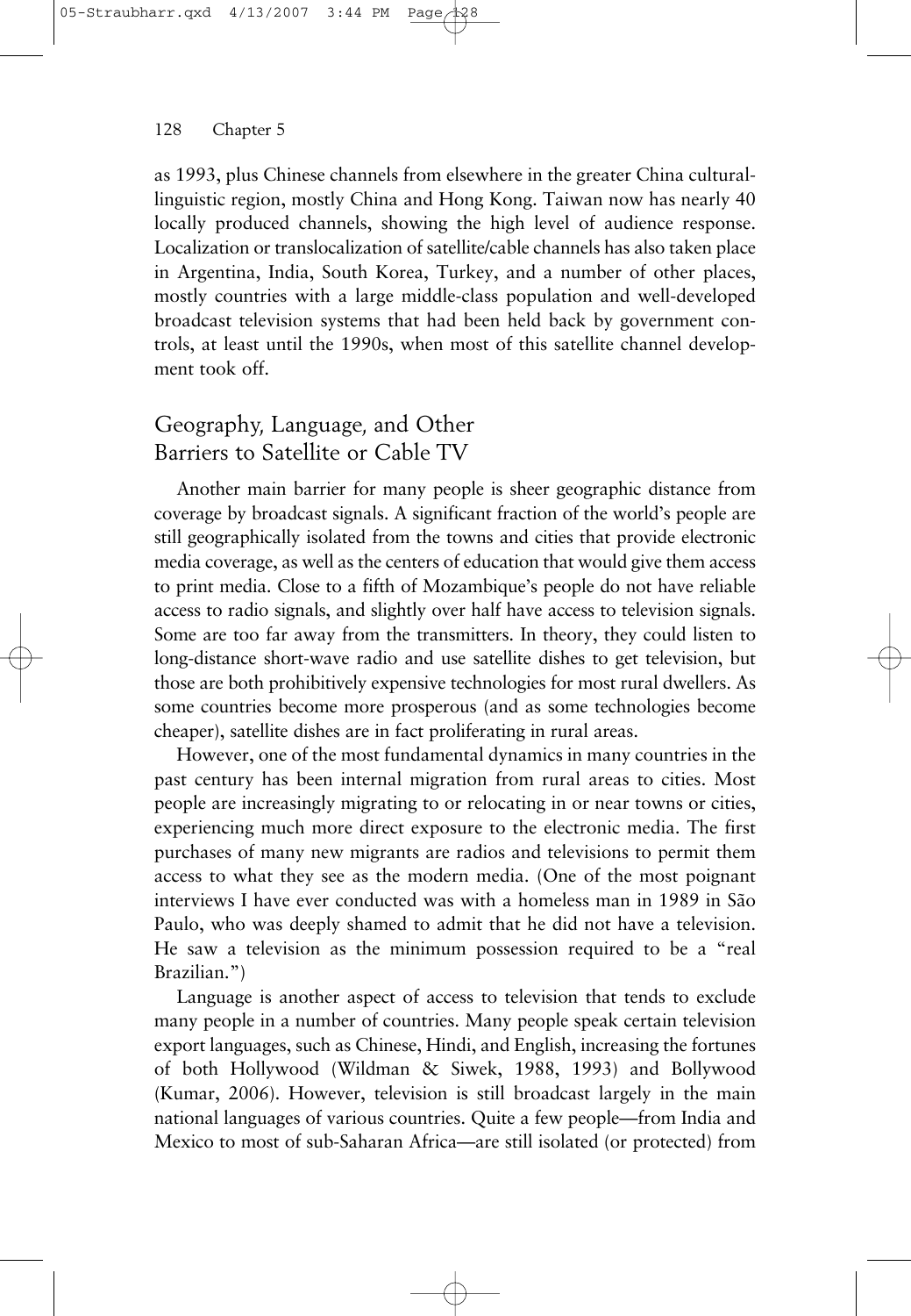as 1993, plus Chinese channels from elsewhere in the greater China cultural-linguistic region, mostly China and Hong Kong. Taiwan now has nearly 40 locally produced channels, showing the high level of audience response. Localization or translocalization of satellite/cable channels has also taken place in Argentina, India, South Korea, Turkey, and a number of other places, mostly countries with a large middle-class population and well-developed broadcast television systems that had been held back by government controls, at least until the 1990s, when most of this satellite channel development took off.

## Geography, Language, and Other Barriers to Satellite or Cable TV

Another main barrier for many people is sheer geographic distance from coverage by broadcast signals. A significant fraction of the world's people are still geographically isolated from the towns and cities that provide electronic media coverage, as well as the centers of education that would give them access to print media. Close to a fifth of Mozambique's people do not have reliable access to radio signals, and slightly over half have access to television signals. Some are too far away from the transmitters. In theory, they could listen to long-distance short-wave radio and use satellite dishes to get television, but those are both prohibitively expensive technologies for most rural dwellers. As some countries become more prosperous (and as some technologies become cheaper), satellite dishes are in fact proliferating in rural areas.

However, one of the most fundamental dynamics in many countries in the past century has been internal migration from rural areas to cities. Most people are increasingly migrating to or relocating in or near towns or cities, experiencing much more direct exposure to the electronic media. The first purchases of many new migrants are radios and televisions to permit them access to what they see as the modern media. (One of the most poignant interviews I have ever conducted was with a homeless man in 1989 in São Paulo, who was deeply shamed to admit that he did not have a television. He saw a television as the minimum possession required to be a "real Brazilian.")

Language is another aspect of access to television that tends to exclude many people in a number of countries. Many people speak certain television export languages, such as Chinese, Hindi, and English, increasing the fortunes of both Hollywood (Wildman & Siwek, 1988, 1993) and Bollywood (Kumar, 2006). However, television is still broadcast largely in the main national languages of various countries. Quite a few people—from India and Mexico to most of sub-Saharan Africa—are still isolated (or protected) from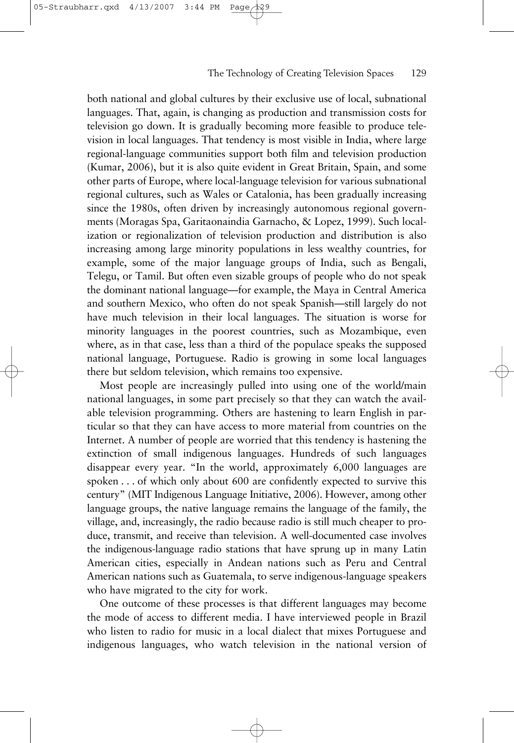both national and global cultures by their exclusive use of local, subnational languages. That, again, is changing as production and transmission costs for television go down. It is gradually becoming more feasible to produce television in local languages. That tendency is most visible in India, where large regional-language communities support both film and television production (Kumar, 2006), but it is also quite evident in Great Britain, Spain, and some other parts of Europe, where local-language television for various subnational regional cultures, such as Wales or Catalonia, has been gradually increasing since the 1980s, often driven by increasingly autonomous regional governments (Moragas Spa, Garitaonaindia Garnacho, & Lopez, 1999). Such localization or regionalization of television production and distribution is also increasing among large minority populations in less wealthy countries, for example, some of the major language groups of India, such as Bengali, Telegu, or Tamil. But often even sizable groups of people who do not speak the dominant national language—for example, the Maya in Central America and southern Mexico, who often do not speak Spanish—still largely do not have much television in their local languages. The situation is worse for minority languages in the poorest countries, such as Mozambique, even where, as in that case, less than a third of the populace speaks the supposed national language, Portuguese. Radio is growing in some local languages there but seldom television, which remains too expensive.

Most people are increasingly pulled into using one of the world/main national languages, in some part precisely so that they can watch the available television programming. Others are hastening to learn English in particular so that they can have access to more material from countries on the Internet. A number of people are worried that this tendency is hastening the extinction of small indigenous languages. Hundreds of such languages disappear every year. "In the world, approximately 6,000 languages are spoken . . . of which only about 600 are confidently expected to survive this century" (MIT Indigenous Language Initiative, 2006). However, among other language groups, the native language remains the language of the family, the village, and, increasingly, the radio because radio is still much cheaper to produce, transmit, and receive than television. A well-documented case involves the indigenous-language radio stations that have sprung up in many Latin American cities, especially in Andean nations such as Peru and Central American nations such as Guatemala, to serve indigenous-language speakers who have migrated to the city for work.

One outcome of these processes is that different languages may become the mode of access to different media. I have interviewed people in Brazil who listen to radio for music in a local dialect that mixes Portuguese and indigenous languages, who watch television in the national version of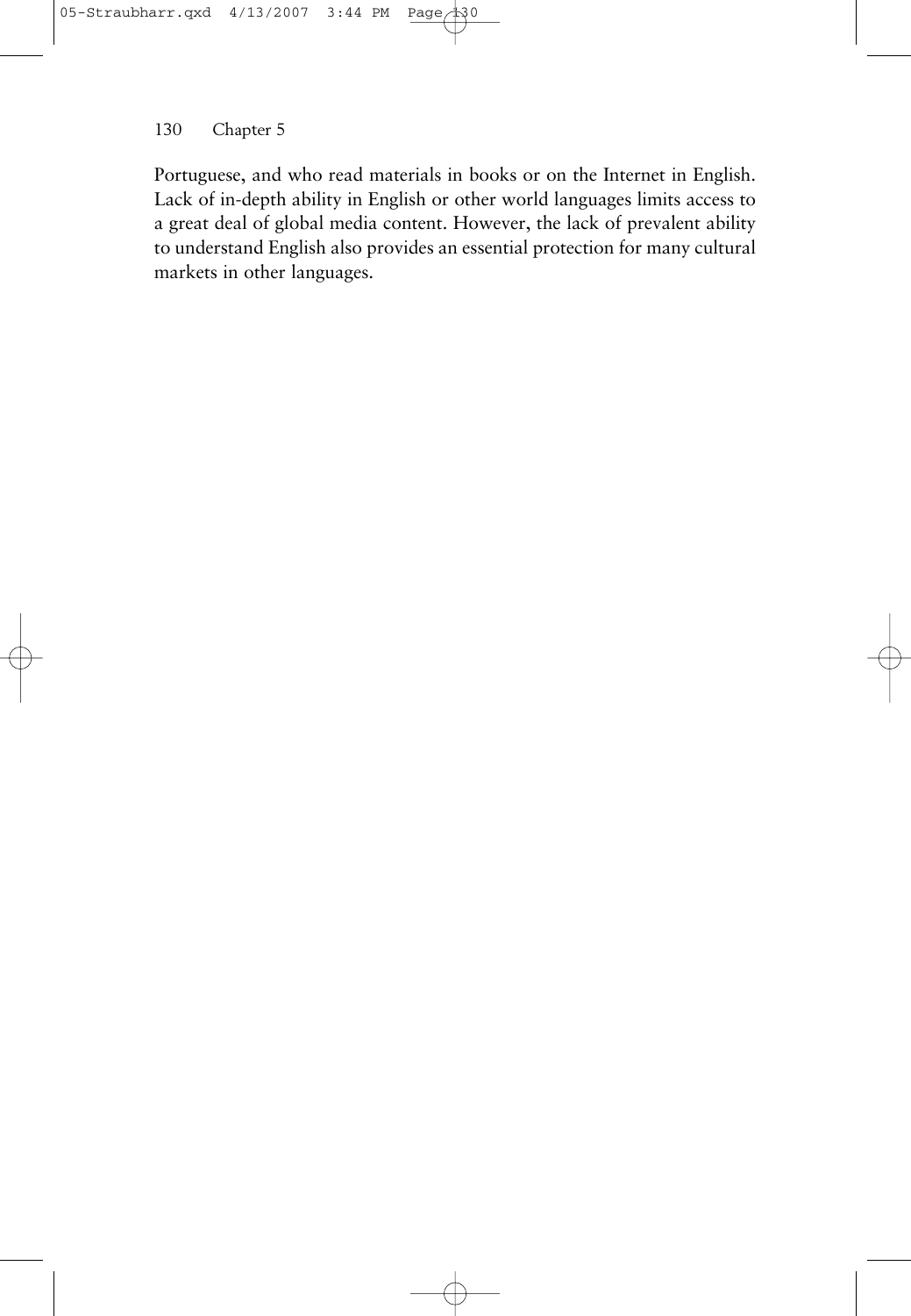Portuguese, and who read materials in books or on the Internet in English. Lack of in-depth ability in English or other world languages limits access to a great deal of global media content. However, the lack of prevalent ability to understand English also provides an essential protection for many cultural markets in other languages.